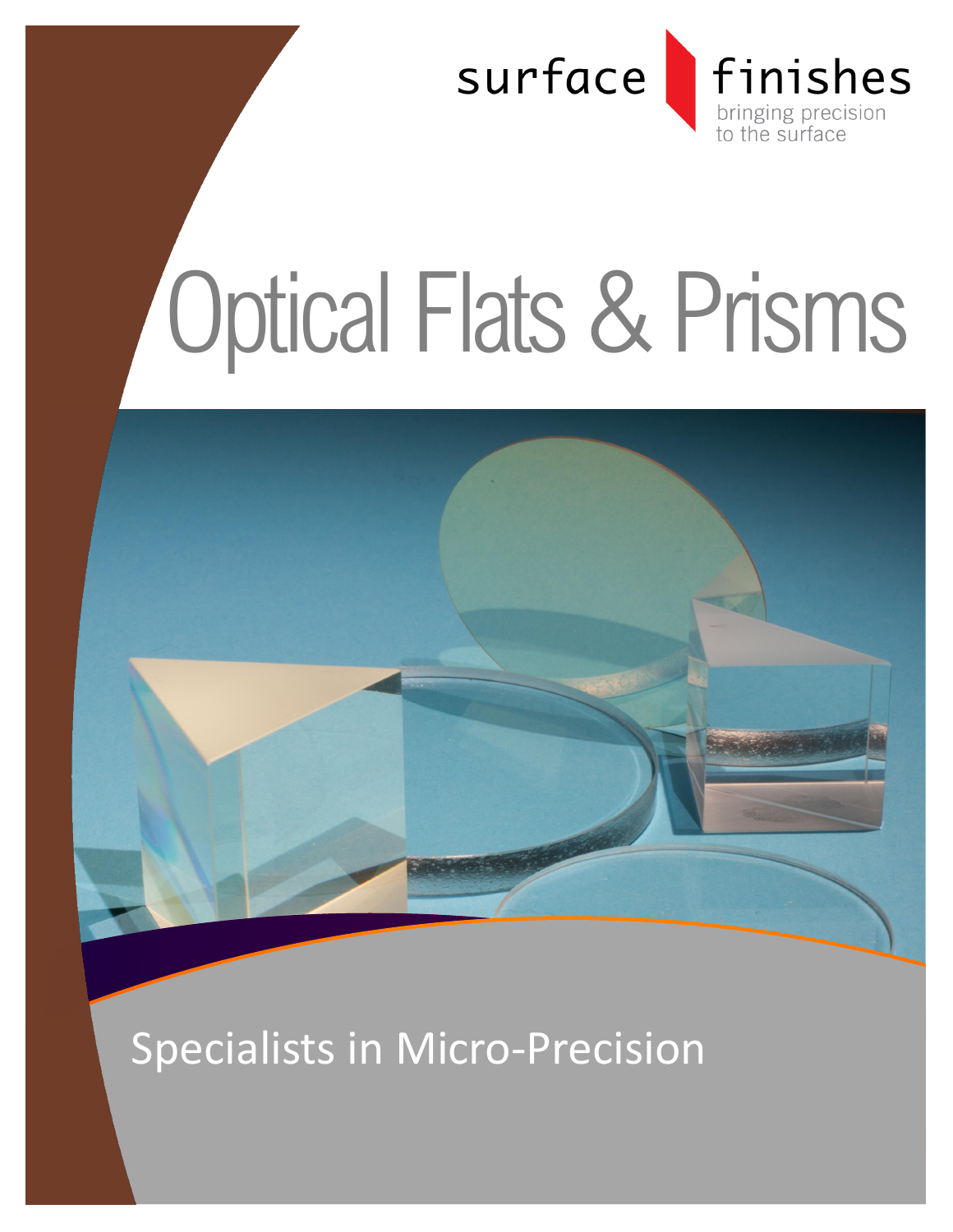surface finishes

bringing precision to the surface

# Optical Flats & Prisms

Specialists in Micro-Precision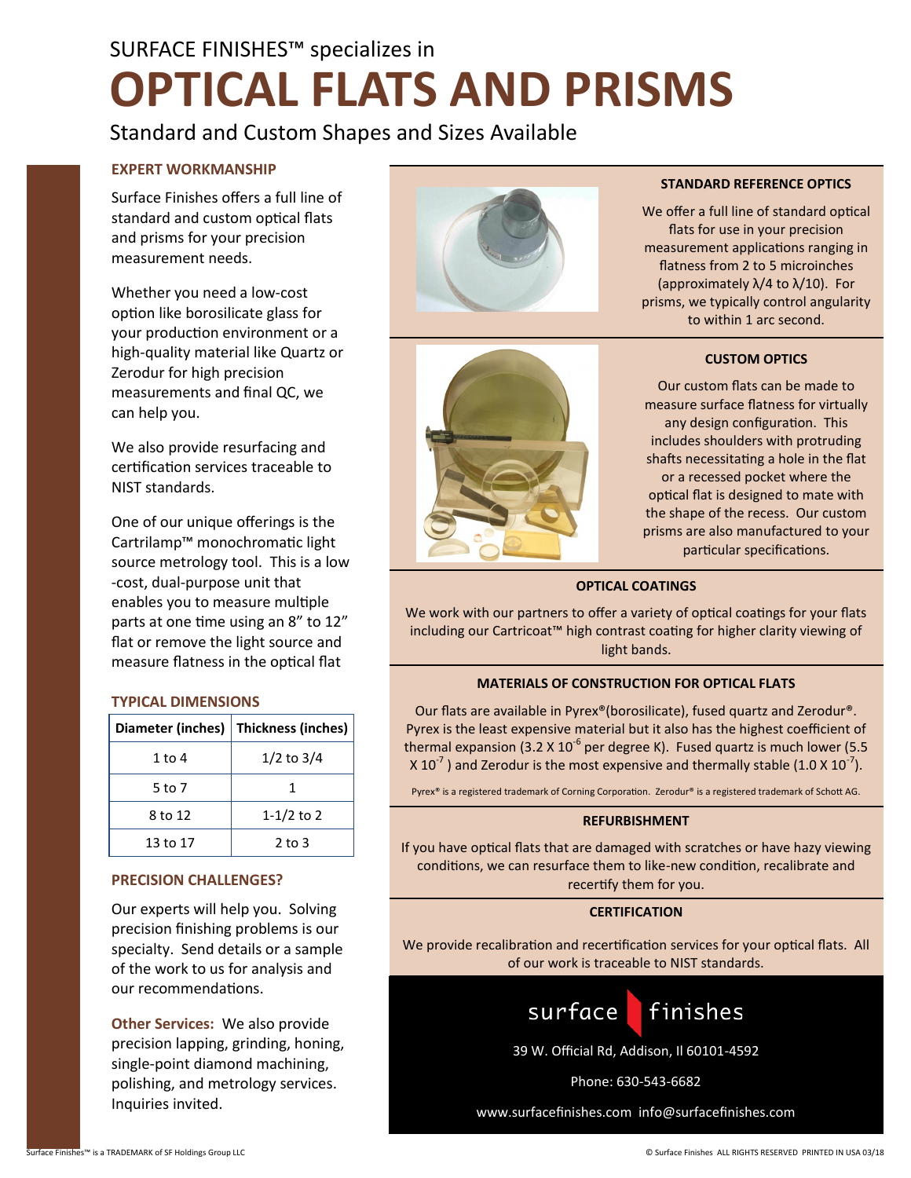SURFACE FINISHES™ specializes in

# OPTICAL FLATS AND PRISMS

Standard and Custom Shapes and Sizes Available

### EXPERT WORKMANSHIP

Surface Finishes offers a full line of standard and custom optical flats and prisms for your precision measurement needs.

Whether you need a low-cost option like borosilicate glass for your production environment or a high-quality material like Quartz or Zerodur for high precision measurements and final QC, we can help you.

We also provide resurfacing and certification services traceable to NIST standards.

One of our unique offerings is the Cartrilamp™ monochromatic light source metrology tool. This is a low-cost, dual-purpose unit that enables you to measure multiple parts at one time using an 8" to 12" flat or remove the light source and measure flatness in the optical flat

### TYPICAL DIMENSIONS

| Diameter (inches) | Thickness (inches) |
|---|---|
| 1 to 4 | 1/2 to 3/4 |
| 5 to 7 | 1 |
| 8 to 12 | 1-1/2 to 2 |
| 13 to 17 | 2 to 3 |

### PRECISION CHALLENGES?

Our experts will help you. Solving precision finishing problems is our specialty. Send details or a sample of the work to us for analysis and our recommendations.

**Other Services:** We also provide precision lapping, grinding, honing, single-point diamond machining, polishing, and metrology services. Inquiries invited.

### STANDARD REFERENCE OPTICS

We offer a full line of standard optical flats for use in your precision measurement applications ranging in flatness from 2 to 5 microinches (approximately $\lambda/4$ to $\lambda/10$). For prisms, we typically control angularity to within 1 arc second.

### CUSTOM OPTICS

Our custom flats can be made to measure surface flatness for virtually any design configuration. This includes shoulders with protruding shafts necessitating a hole in the flat or a recessed pocket where the optical flat is designed to mate with the shape of the recess. Our custom prisms are also manufactured to your particular specifications.

### OPTICAL COATINGS

We work with our partners to offer a variety of optical coatings for your flats including our Cartricoat™ high contrast coating for higher clarity viewing of light bands.

### MATERIALS OF CONSTRUCTION FOR OPTICAL FLATS

Our flats are available in Pyrex®(borosilicate), fused quartz and Zerodur®. Pyrex is the least expensive material but it also has the highest coefficient of thermal expansion ($3.2 \times 10^{-6}$ per degree K). Fused quartz is much lower ($5.5 \times 10^{-7}$) and Zerodur is the most expensive and thermally stable ($1.0 \times 10^{-7}$).

Pyrex® is a registered trademark of Corning Corporation. Zerodur® is a registered trademark of Schott AG.

### REFURBISHMENT

If you have optical flats that are damaged with scratches or have hazy viewing conditions, we can resurface them to like-new condition, recalibrate and recertify them for you.

### CERTIFICATION

We provide recalibration and recertification services for your optical flats. All of our work is traceable to NIST standards.

surface finishes

39 W. Official Rd, Addison, Il 60101-4592

Phone: 630-543-6682

www.surfacefinishes.com info@surfacefinishes.com

Surface Finishes™ is a TRADEMARK of SF Holdings Group LLC

© Surface Finishes ALL RIGHTS RESERVED PRINTED IN USA 03/18